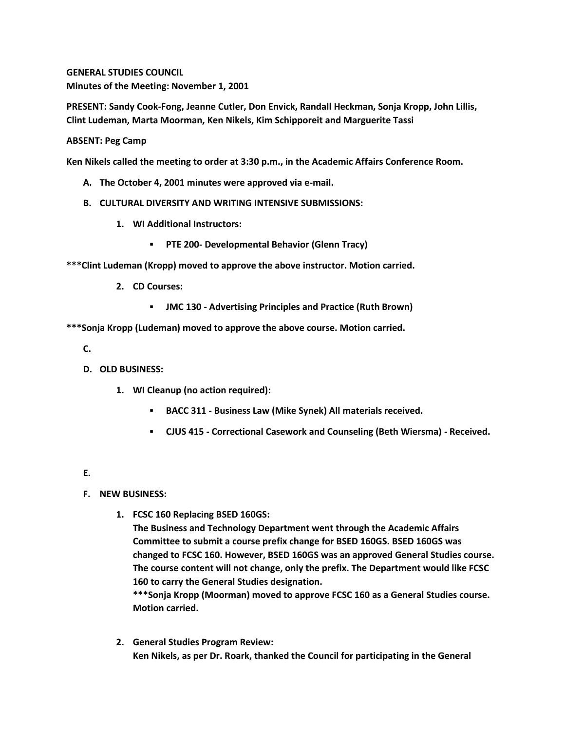**GENERAL STUDIES COUNCIL**
**Minutes of the Meeting: November 1, 2001**

**PRESENT: Sandy Cook-Fong, Jeanne Cutler, Don Envick, Randall Heckman, Sonja Kropp, John Lillis, Clint Ludeman, Marta Moorman, Ken Nikels, Kim Schipporeit and Marguerite Tassi**

**ABSENT: Peg Camp**

**Ken Nikels called the meeting to order at 3:30 p.m., in the Academic Affairs Conference Room.**

A. **The October 4, 2001 minutes were approved via e-mail.**

B. **CULTURAL DIVERSITY AND WRITING INTENSIVE SUBMISSIONS:**

   1. **WI Additional Instructors:**
      - **PTE 200- Developmental Behavior (Glenn Tracy)**

**\*\*\*Clint Ludeman (Kropp) moved to approve the above instructor. Motion carried.**

   2. **CD Courses:**
      - **JMC 130 - Advertising Principles and Practice (Ruth Brown)**

**\*\*\*Sonja Kropp (Ludeman) moved to approve the above course. Motion carried.**

C.

D. **OLD BUSINESS:**

   1. **WI Cleanup (no action required):**
      - **BACC 311 - Business Law (Mike Synek) All materials received.**
      - **CJUS 415 - Correctional Casework and Counseling (Beth Wiersma) - Received.**

E.

F. **NEW BUSINESS:**

   1. **FCSC 160 Replacing BSED 160GS:**
      **The Business and Technology Department went through the Academic Affairs Committee to submit a course prefix change for BSED 160GS. BSED 160GS was changed to FCSC 160. However, BSED 160GS was an approved General Studies course. The course content will not change, only the prefix. The Department would like FCSC 160 to carry the General Studies designation.**
      **\*\*\*Sonja Kropp (Moorman) moved to approve FCSC 160 as a General Studies course. Motion carried.**

   2. **General Studies Program Review:**
      **Ken Nikels, as per Dr. Roark, thanked the Council for participating in the General**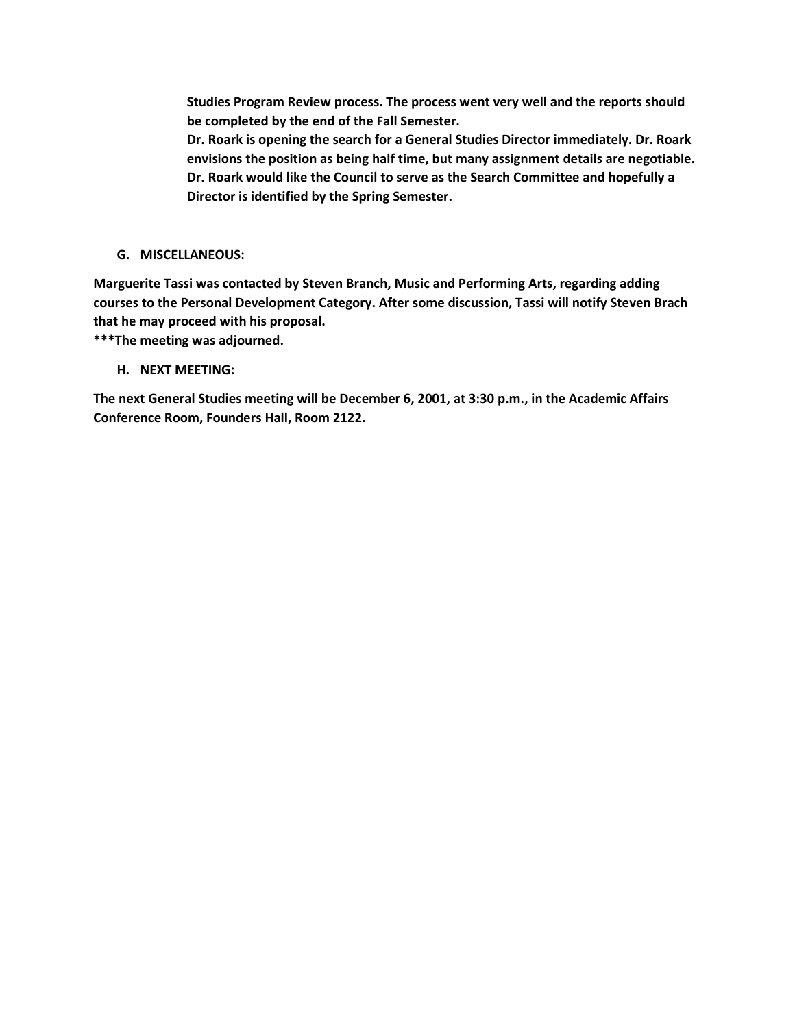**Studies Program Review process. The process went very well and the reports should be completed by the end of the Fall Semester.**
**Dr. Roark is opening the search for a General Studies Director immediately. Dr. Roark envisions the position as being half time, but many assignment details are negotiable. Dr. Roark would like the Council to serve as the Search Committee and hopefully a Director is identified by the Spring Semester.**

**G. MISCELLANEOUS:**

**Marguerite Tassi was contacted by Steven Branch, Music and Performing Arts, regarding adding courses to the Personal Development Category. After some discussion, Tassi will notify Steven Brach that he may proceed with his proposal.**
**\*\*\*The meeting was adjourned.**

**H. NEXT MEETING:**

**The next General Studies meeting will be December 6, 2001, at 3:30 p.m., in the Academic Affairs Conference Room, Founders Hall, Room 2122.**